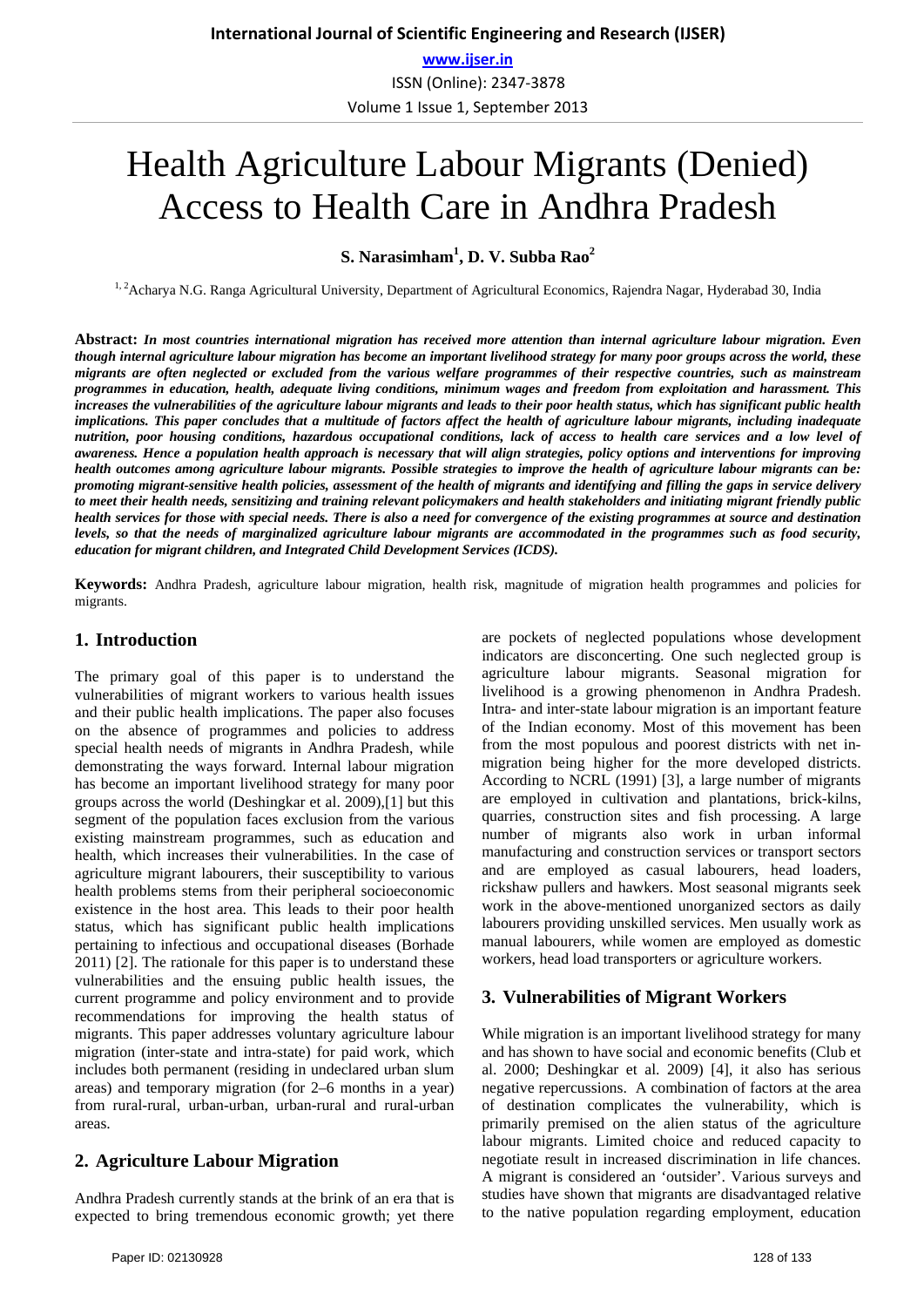# Health Agriculture Labour Migrants (Denied) Access to Health Care in Andhra Pradesh

**S. Narasimham[1], D. V. Subba Rao[2]**

[1, 2]Acharya N.G. Ranga Agricultural University, Department of Agricultural Economics, Rajendra Nagar, Hyderabad 30, India

**Abstract:** ***In most countries international migration has received more attention than internal agriculture labour migration. Even though internal agriculture labour migration has become an important livelihood strategy for many poor groups across the world, these migrants are often neglected or excluded from the various welfare programmes of their respective countries, such as mainstream programmes in education, health, adequate living conditions, minimum wages and freedom from exploitation and harassment. This increases the vulnerabilities of the agriculture labour migrants and leads to their poor health status, which has significant public health implications. This paper concludes that a multitude of factors affect the health of agriculture labour migrants, including inadequate nutrition, poor housing conditions, hazardous occupational conditions, lack of access to health care services and a low level of awareness. Hence a population health approach is necessary that will align strategies, policy options and interventions for improving health outcomes among agriculture labour migrants. Possible strategies to improve the health of agriculture labour migrants can be: promoting migrant-sensitive health policies, assessment of the health of migrants and identifying and filling the gaps in service delivery to meet their health needs, sensitizing and training relevant policymakers and health stakeholders and initiating migrant friendly public health services for those with special needs. There is also a need for convergence of the existing programmes at source and destination levels, so that the needs of marginalized agriculture labour migrants are accommodated in the programmes such as food security, education for migrant children, and Integrated Child Development Services (ICDS).***

**Keywords:** Andhra Pradesh, agriculture labour migration, health risk, magnitude of migration health programmes and policies for migrants.

## 1. Introduction

The primary goal of this paper is to understand the vulnerabilities of migrant workers to various health issues and their public health implications. The paper also focuses on the absence of programmes and policies to address special health needs of migrants in Andhra Pradesh, while demonstrating the ways forward. Internal labour migration has become an important livelihood strategy for many poor groups across the world (Deshingkar et al. 2009),[1] but this segment of the population faces exclusion from the various existing mainstream programmes, such as education and health, which increases their vulnerabilities. In the case of agriculture migrant labourers, their susceptibility to various health problems stems from their peripheral socioeconomic existence in the host area. This leads to their poor health status, which has significant public health implications pertaining to infectious and occupational diseases (Borhade 2011) [2]. The rationale for this paper is to understand these vulnerabilities and the ensuing public health issues, the current programme and policy environment and to provide recommendations for improving the health status of migrants. This paper addresses voluntary agriculture labour migration (inter-state and intra-state) for paid work, which includes both permanent (residing in undeclared urban slum areas) and temporary migration (for 2–6 months in a year) from rural-rural, urban-urban, urban-rural and rural-urban areas.

## 2. Agriculture Labour Migration

Andhra Pradesh currently stands at the brink of an era that is expected to bring tremendous economic growth; yet there are pockets of neglected populations whose development indicators are disconcerting. One such neglected group is agriculture labour migrants. Seasonal migration for livelihood is a growing phenomenon in Andhra Pradesh. Intra- and inter-state labour migration is an important feature of the Indian economy. Most of this movement has been from the most populous and poorest districts with net in-migration being higher for the more developed districts. According to NCRL (1991) [3], a large number of migrants are employed in cultivation and plantations, brick-kilns, quarries, construction sites and fish processing. A large number of migrants also work in urban informal manufacturing and construction services or transport sectors and are employed as casual labourers, head loaders, rickshaw pullers and hawkers. Most seasonal migrants seek work in the above-mentioned unorganized sectors as daily labourers providing unskilled services. Men usually work as manual labourers, while women are employed as domestic workers, head load transporters or agriculture workers.

## 3. Vulnerabilities of Migrant Workers

While migration is an important livelihood strategy for many and has shown to have social and economic benefits (Club et al. 2000; Deshingkar et al. 2009) [4], it also has serious negative repercussions. A combination of factors at the area of destination complicates the vulnerability, which is primarily premised on the alien status of the agriculture labour migrants. Limited choice and reduced capacity to negotiate result in increased discrimination in life chances. A migrant is considered an 'outsider'. Various surveys and studies have shown that migrants are disadvantaged relative to the native population regarding employment, education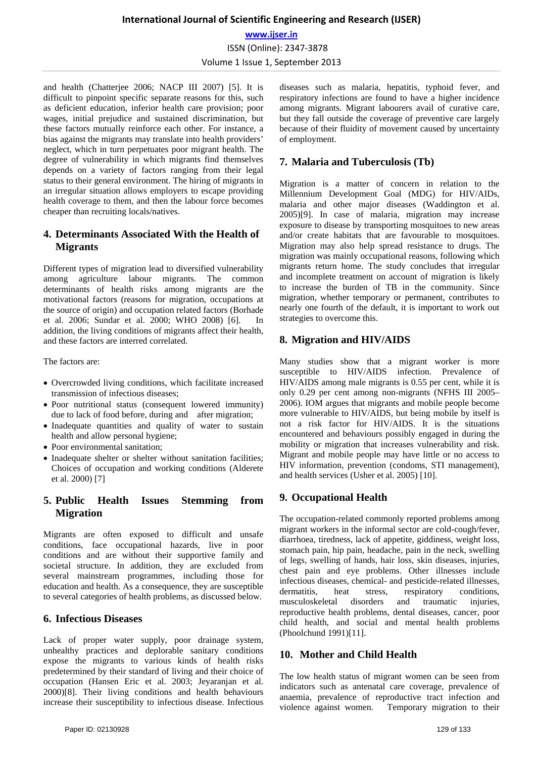and health (Chatterjee 2006; NACP III 2007) [5]. It is difficult to pinpoint specific separate reasons for this, such as deficient education, inferior health care provision; poor wages, initial prejudice and sustained discrimination, but these factors mutually reinforce each other. For instance, a bias against the migrants may translate into health providers' neglect, which in turn perpetuates poor migrant health. The degree of vulnerability in which migrants find themselves depends on a variety of factors ranging from their legal status to their general environment. The hiring of migrants in an irregular situation allows employers to escape providing health coverage to them, and then the labour force becomes cheaper than recruiting locals/natives.

## 4. Determinants Associated With the Health of Migrants

Different types of migration lead to diversified vulnerability among agriculture labour migrants. The common determinants of health risks among migrants are the motivational factors (reasons for migration, occupations at the source of origin) and occupation related factors (Borhade et al. 2006; Sundar et al. 2000; WHO 2008) [6]. In addition, the living conditions of migrants affect their health, and these factors are interred correlated.

The factors are:

- Overcrowded living conditions, which facilitate increased transmission of infectious diseases;
- Poor nutritional status (consequent lowered immunity) due to lack of food before, during and after migration;
- Inadequate quantities and quality of water to sustain health and allow personal hygiene;
- Poor environmental sanitation;
- Inadequate shelter or shelter without sanitation facilities; Choices of occupation and working conditions (Alderete et al. 2000) [7]

## 5. Public Health Issues Stemming from Migration

Migrants are often exposed to difficult and unsafe conditions, face occupational hazards, live in poor conditions and are without their supportive family and societal structure. In addition, they are excluded from several mainstream programmes, including those for education and health. As a consequence, they are susceptible to several categories of health problems, as discussed below.

## 6. Infectious Diseases

Lack of proper water supply, poor drainage system, unhealthy practices and deplorable sanitary conditions expose the migrants to various kinds of health risks predetermined by their standard of living and their choice of occupation (Hansen Eric et al. 2003; Jeyaranjan et al. 2000)[8]. Their living conditions and health behaviours increase their susceptibility to infectious disease. Infectious diseases such as malaria, hepatitis, typhoid fever, and respiratory infections are found to have a higher incidence among migrants. Migrant labourers avail of curative care, but they fall outside the coverage of preventive care largely because of their fluidity of movement caused by uncertainty of employment.

## 7. Malaria and Tuberculosis (Tb)

Migration is a matter of concern in relation to the Millennium Development Goal (MDG) for HIV/AIDs, malaria and other major diseases (Waddington et al. 2005)[9]. In case of malaria, migration may increase exposure to disease by transporting mosquitoes to new areas and/or create habitats that are favourable to mosquitoes. Migration may also help spread resistance to drugs. The migration was mainly occupational reasons, following which migrants return home. The study concludes that irregular and incomplete treatment on account of migration is likely to increase the burden of TB in the community. Since migration, whether temporary or permanent, contributes to nearly one fourth of the default, it is important to work out strategies to overcome this.

## 8. Migration and HIV/AIDS

Many studies show that a migrant worker is more susceptible to HIV/AIDS infection. Prevalence of HIV/AIDS among male migrants is 0.55 per cent, while it is only 0.29 per cent among non-migrants (NFHS III 2005–2006). IOM argues that migrants and mobile people become more vulnerable to HIV/AIDS, but being mobile by itself is not a risk factor for HIV/AIDS. It is the situations encountered and behaviours possibly engaged in during the mobility or migration that increases vulnerability and risk. Migrant and mobile people may have little or no access to HIV information, prevention (condoms, STI management), and health services (Usher et al. 2005) [10].

## 9. Occupational Health

The occupation-related commonly reported problems among migrant workers in the informal sector are cold-cough/fever, diarrhoea, tiredness, lack of appetite, giddiness, weight loss, stomach pain, hip pain, headache, pain in the neck, swelling of legs, swelling of hands, hair loss, skin diseases, injuries, chest pain and eye problems. Other illnesses include infectious diseases, chemical- and pesticide-related illnesses, dermatitis, heat stress, respiratory conditions, musculoskeletal disorders and traumatic injuries, reproductive health problems, dental diseases, cancer, poor child health, and social and mental health problems (Phoolchund 1991)[11].

## 10. Mother and Child Health

The low health status of migrant women can be seen from indicators such as antenatal care coverage, prevalence of anaemia, prevalence of reproductive tract infection and violence against women. Temporary migration to their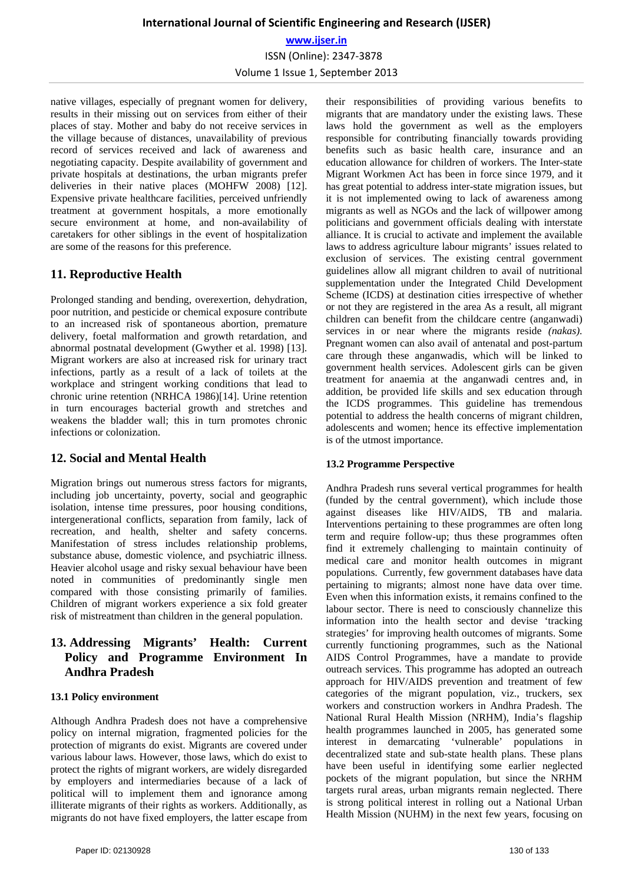native villages, especially of pregnant women for delivery, results in their missing out on services from either of their places of stay. Mother and baby do not receive services in the village because of distances, unavailability of previous record of services received and lack of awareness and negotiating capacity. Despite availability of government and private hospitals at destinations, the urban migrants prefer deliveries in their native places (MOHFW 2008) [12]. Expensive private healthcare facilities, perceived unfriendly treatment at government hospitals, a more emotionally secure environment at home, and non-availability of caretakers for other siblings in the event of hospitalization are some of the reasons for this preference.

## 11. Reproductive Health

Prolonged standing and bending, overexertion, dehydration, poor nutrition, and pesticide or chemical exposure contribute to an increased risk of spontaneous abortion, premature delivery, foetal malformation and growth retardation, and abnormal postnatal development (Gwyther et al. 1998) [13]. Migrant workers are also at increased risk for urinary tract infections, partly as a result of a lack of toilets at the workplace and stringent working conditions that lead to chronic urine retention (NRHCA 1986)[14]. Urine retention in turn encourages bacterial growth and stretches and weakens the bladder wall; this in turn promotes chronic infections or colonization.

## 12. Social and Mental Health

Migration brings out numerous stress factors for migrants, including job uncertainty, poverty, social and geographic isolation, intense time pressures, poor housing conditions, intergenerational conflicts, separation from family, lack of recreation, and health, shelter and safety concerns. Manifestation of stress includes relationship problems, substance abuse, domestic violence, and psychiatric illness. Heavier alcohol usage and risky sexual behaviour have been noted in communities of predominantly single men compared with those consisting primarily of families. Children of migrant workers experience a six fold greater risk of mistreatment than children in the general population.

## 13. Addressing Migrants' Health: Current Policy and Programme Environment In Andhra Pradesh

### 13.1 Policy environment

Although Andhra Pradesh does not have a comprehensive policy on internal migration, fragmented policies for the protection of migrants do exist. Migrants are covered under various labour laws. However, those laws, which do exist to protect the rights of migrant workers, are widely disregarded by employers and intermediaries because of a lack of political will to implement them and ignorance among illiterate migrants of their rights as workers. Additionally, as migrants do not have fixed employers, the latter escape from their responsibilities of providing various benefits to migrants that are mandatory under the existing laws. These laws hold the government as well as the employers responsible for contributing financially towards providing benefits such as basic health care, insurance and an education allowance for children of workers. The Inter-state Migrant Workmen Act has been in force since 1979, and it has great potential to address inter-state migration issues, but it is not implemented owing to lack of awareness among migrants as well as NGOs and the lack of willpower among politicians and government officials dealing with interstate alliance. It is crucial to activate and implement the available laws to address agriculture labour migrants' issues related to exclusion of services. The existing central government guidelines allow all migrant children to avail of nutritional supplementation under the Integrated Child Development Scheme (ICDS) at destination cities irrespective of whether or not they are registered in the area As a result, all migrant children can benefit from the childcare centre (anganwadi) services in or near where the migrants reside *(nakas)*. Pregnant women can also avail of antenatal and post-partum care through these anganwadis, which will be linked to government health services. Adolescent girls can be given treatment for anaemia at the anganwadi centres and, in addition, be provided life skills and sex education through the ICDS programmes. This guideline has tremendous potential to address the health concerns of migrant children, adolescents and women; hence its effective implementation is of the utmost importance.

### 13.2 Programme Perspective

Andhra Pradesh runs several vertical programmes for health (funded by the central government), which include those against diseases like HIV/AIDS, TB and malaria. Interventions pertaining to these programmes are often long term and require follow-up; thus these programmes often find it extremely challenging to maintain continuity of medical care and monitor health outcomes in migrant populations. Currently, few government databases have data pertaining to migrants; almost none have data over time. Even when this information exists, it remains confined to the labour sector. There is need to consciously channelize this information into the health sector and devise 'tracking strategies' for improving health outcomes of migrants. Some currently functioning programmes, such as the National AIDS Control Programmes, have a mandate to provide outreach services. This programme has adopted an outreach approach for HIV/AIDS prevention and treatment of few categories of the migrant population, viz., truckers, sex workers and construction workers in Andhra Pradesh. The National Rural Health Mission (NRHM), India's flagship health programmes launched in 2005, has generated some interest in demarcating 'vulnerable' populations in decentralized state and sub-state health plans. These plans have been useful in identifying some earlier neglected pockets of the migrant population, but since the NRHM targets rural areas, urban migrants remain neglected. There is strong political interest in rolling out a National Urban Health Mission (NUHM) in the next few years, focusing on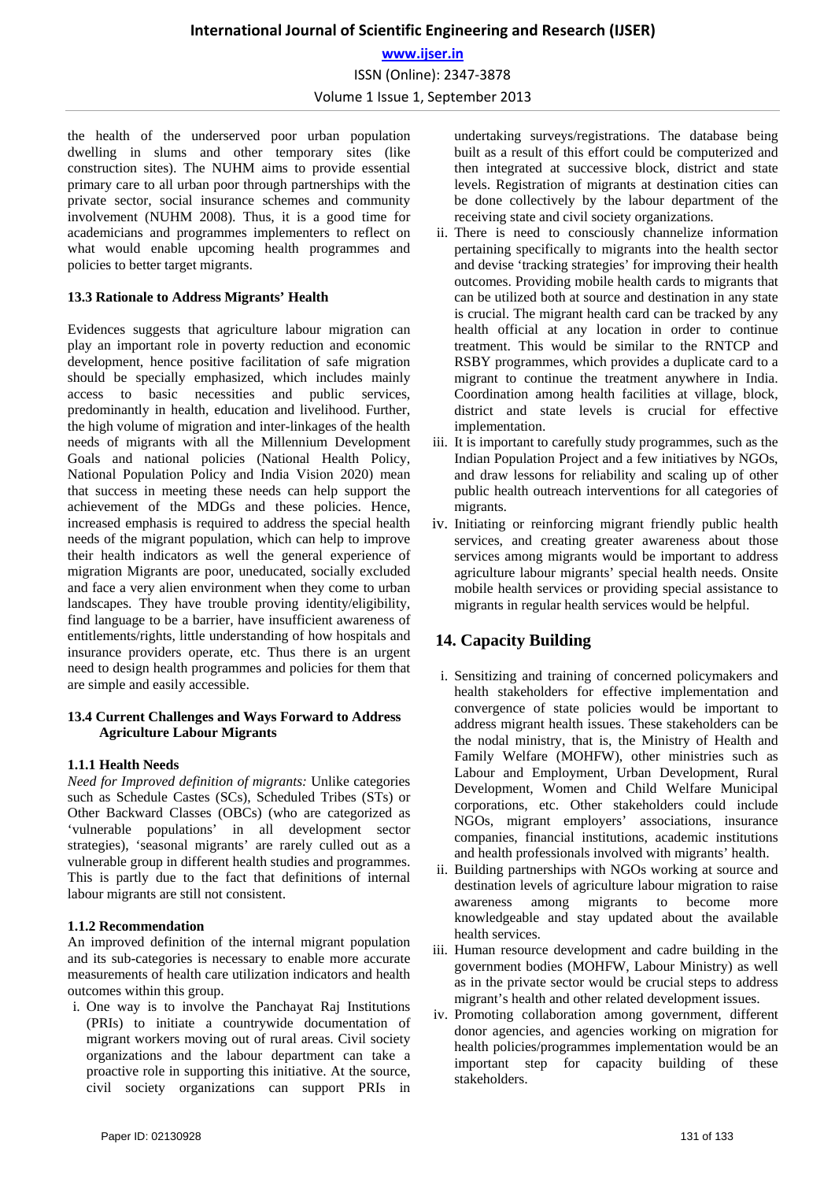the health of the underserved poor urban population dwelling in slums and other temporary sites (like construction sites). The NUHM aims to provide essential primary care to all urban poor through partnerships with the private sector, social insurance schemes and community involvement (NUHM 2008). Thus, it is a good time for academicians and programmes implementers to reflect on what would enable upcoming health programmes and policies to better target migrants.

#### 13.3 Rationale to Address Migrants' Health

Evidences suggests that agriculture labour migration can play an important role in poverty reduction and economic development, hence positive facilitation of safe migration should be specially emphasized, which includes mainly access to basic necessities and public services, predominantly in health, education and livelihood. Further, the high volume of migration and inter-linkages of the health needs of migrants with all the Millennium Development Goals and national policies (National Health Policy, National Population Policy and India Vision 2020) mean that success in meeting these needs can help support the achievement of the MDGs and these policies. Hence, increased emphasis is required to address the special health needs of the migrant population, which can help to improve their health indicators as well the general experience of migration Migrants are poor, uneducated, socially excluded and face a very alien environment when they come to urban landscapes. They have trouble proving identity/eligibility, find language to be a barrier, have insufficient awareness of entitlements/rights, little understanding of how hospitals and insurance providers operate, etc. Thus there is an urgent need to design health programmes and policies for them that are simple and easily accessible.

#### 13.4 Current Challenges and Ways Forward to Address Agriculture Labour Migrants

#### 1.1.1 Health Needs

*Need for Improved definition of migrants:* Unlike categories such as Schedule Castes (SCs), Scheduled Tribes (STs) or Other Backward Classes (OBCs) (who are categorized as 'vulnerable populations' in all development sector strategies), 'seasonal migrants' are rarely culled out as a vulnerable group in different health studies and programmes. This is partly due to the fact that definitions of internal labour migrants are still not consistent.

#### 1.1.2 Recommendation

An improved definition of the internal migrant population and its sub-categories is necessary to enable more accurate measurements of health care utilization indicators and health outcomes within this group.

i. One way is to involve the Panchayat Raj Institutions (PRIs) to initiate a countrywide documentation of migrant workers moving out of rural areas. Civil society organizations and the labour department can take a proactive role in supporting this initiative. At the source, civil society organizations can support PRIs in undertaking surveys/registrations. The database being built as a result of this effort could be computerized and then integrated at successive block, district and state levels. Registration of migrants at destination cities can be done collectively by the labour department of the receiving state and civil society organizations.
ii. There is need to consciously channelize information pertaining specifically to migrants into the health sector and devise 'tracking strategies' for improving their health outcomes. Providing mobile health cards to migrants that can be utilized both at source and destination in any state is crucial. The migrant health card can be tracked by any health official at any location in order to continue treatment. This would be similar to the RNTCP and RSBY programmes, which provides a duplicate card to a migrant to continue the treatment anywhere in India. Coordination among health facilities at village, block, district and state levels is crucial for effective implementation.
iii. It is important to carefully study programmes, such as the Indian Population Project and a few initiatives by NGOs, and draw lessons for reliability and scaling up of other public health outreach interventions for all categories of migrants.
iv. Initiating or reinforcing migrant friendly public health services, and creating greater awareness about those services among migrants would be important to address agriculture labour migrants' special health needs. Onsite mobile health services or providing special assistance to migrants in regular health services would be helpful.

## 14. Capacity Building

i. Sensitizing and training of concerned policymakers and health stakeholders for effective implementation and convergence of state policies would be important to address migrant health issues. These stakeholders can be the nodal ministry, that is, the Ministry of Health and Family Welfare (MOHFW), other ministries such as Labour and Employment, Urban Development, Rural Development, Women and Child Welfare Municipal corporations, etc. Other stakeholders could include NGOs, migrant employers' associations, insurance companies, financial institutions, academic institutions and health professionals involved with migrants' health.
ii. Building partnerships with NGOs working at source and destination levels of agriculture labour migration to raise awareness among migrants to become more knowledgeable and stay updated about the available health services.
iii. Human resource development and cadre building in the government bodies (MOHFW, Labour Ministry) as well as in the private sector would be crucial steps to address migrant's health and other related development issues.
iv. Promoting collaboration among government, different donor agencies, and agencies working on migration for health policies/programmes implementation would be an important step for capacity building of these stakeholders.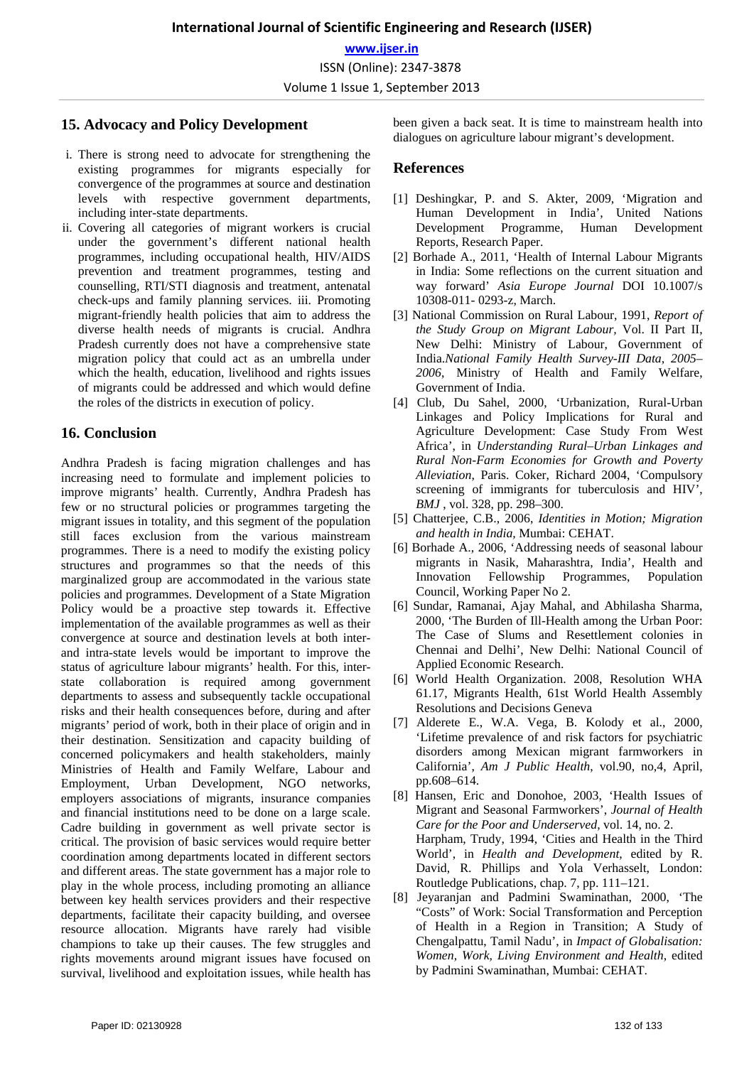## 15. Advocacy and Policy Development

i. There is strong need to advocate for strengthening the existing programmes for migrants especially for convergence of the programmes at source and destination levels with respective government departments, including inter-state departments.
ii. Covering all categories of migrant workers is crucial under the government's different national health programmes, including occupational health, HIV/AIDS prevention and treatment programmes, testing and counselling, RTI/STI diagnosis and treatment, antenatal check-ups and family planning services. iii. Promoting migrant-friendly health policies that aim to address the diverse health needs of migrants is crucial. Andhra Pradesh currently does not have a comprehensive state migration policy that could act as an umbrella under which the health, education, livelihood and rights issues of migrants could be addressed and which would define the roles of the districts in execution of policy.

## 16. Conclusion

Andhra Pradesh is facing migration challenges and has increasing need to formulate and implement policies to improve migrants' health. Currently, Andhra Pradesh has few or no structural policies or programmes targeting the migrant issues in totality, and this segment of the population still faces exclusion from the various mainstream programmes. There is a need to modify the existing policy structures and programmes so that the needs of this marginalized group are accommodated in the various state policies and programmes. Development of a State Migration Policy would be a proactive step towards it. Effective implementation of the available programmes as well as their convergence at source and destination levels at both inter- and intra-state levels would be important to improve the status of agriculture labour migrants' health. For this, inter-state collaboration is required among government departments to assess and subsequently tackle occupational risks and their health consequences before, during and after migrants' period of work, both in their place of origin and in their destination. Sensitization and capacity building of concerned policymakers and health stakeholders, mainly Ministries of Health and Family Welfare, Labour and Employment, Urban Development, NGO networks, employers associations of migrants, insurance companies and financial institutions need to be done on a large scale. Cadre building in government as well private sector is critical. The provision of basic services would require better coordination among departments located in different sectors and different areas. The state government has a major role to play in the whole process, including promoting an alliance between key health services providers and their respective departments, facilitate their capacity building, and oversee resource allocation. Migrants have rarely had visible champions to take up their causes. The few struggles and rights movements around migrant issues have focused on survival, livelihood and exploitation issues, while health has been given a back seat. It is time to mainstream health into dialogues on agriculture labour migrant's development.

## References

[1] Deshingkar, P. and S. Akter, 2009, 'Migration and Human Development in India', United Nations Development Programme, Human Development Reports, Research Paper.

[2] Borhade A., 2011, 'Health of Internal Labour Migrants in India: Some reflections on the current situation and way forward' *Asia Europe Journal* DOI 10.1007/s 10308-011- 0293-z, March.

[3] National Commission on Rural Labour, 1991, *Report of the Study Group on Migrant Labour*, Vol. II Part II, New Delhi: Ministry of Labour, Government of India.*National Family Health Survey-III Data, 2005–2006*, Ministry of Health and Family Welfare, Government of India.

[4] Club, Du Sahel, 2000, 'Urbanization, Rural-Urban Linkages and Policy Implications for Rural and Agriculture Development: Case Study From West Africa', in *Understanding Rural–Urban Linkages and Rural Non-Farm Economies for Growth and Poverty Alleviation*, Paris. Coker, Richard 2004, 'Compulsory screening of immigrants for tuberculosis and HIV', *BMJ* , vol. 328, pp. 298–300.

[5] Chatterjee, C.B., 2006, *Identities in Motion; Migration and health in India*, Mumbai: CEHAT.

[6] Borhade A., 2006, 'Addressing needs of seasonal labour migrants in Nasik, Maharashtra, India', Health and Innovation Fellowship Programmes, Population Council, Working Paper No 2.

[6] Sundar, Ramanai, Ajay Mahal, and Abhilasha Sharma, 2000, 'The Burden of Ill-Health among the Urban Poor: The Case of Slums and Resettlement colonies in Chennai and Delhi', New Delhi: National Council of Applied Economic Research.

[6] World Health Organization. 2008, Resolution WHA 61.17, Migrants Health, 61st World Health Assembly Resolutions and Decisions Geneva

[7] Alderete E., W.A. Vega, B. Kolody et al., 2000, 'Lifetime prevalence of and risk factors for psychiatric disorders among Mexican migrant farmworkers in California', *Am J Public Health*, vol.90, no,4, April, pp.608–614.

[8] Hansen, Eric and Donohoe, 2003, 'Health Issues of Migrant and Seasonal Farmworkers', *Journal of Health Care for the Poor and Underserved*, vol. 14, no. 2. Harpham, Trudy, 1994, 'Cities and Health in the Third World', in *Health and Development*, edited by R. David, R. Phillips and Yola Verhasselt, London: Routledge Publications, chap. 7, pp. 111–121.

[8] Jeyaranjan and Padmini Swaminathan, 2000, 'The "Costs" of Work: Social Transformation and Perception of Health in a Region in Transition; A Study of Chengalpattu, Tamil Nadu', in *Impact of Globalisation: Women, Work, Living Environment and Health*, edited by Padmini Swaminathan, Mumbai: CEHAT.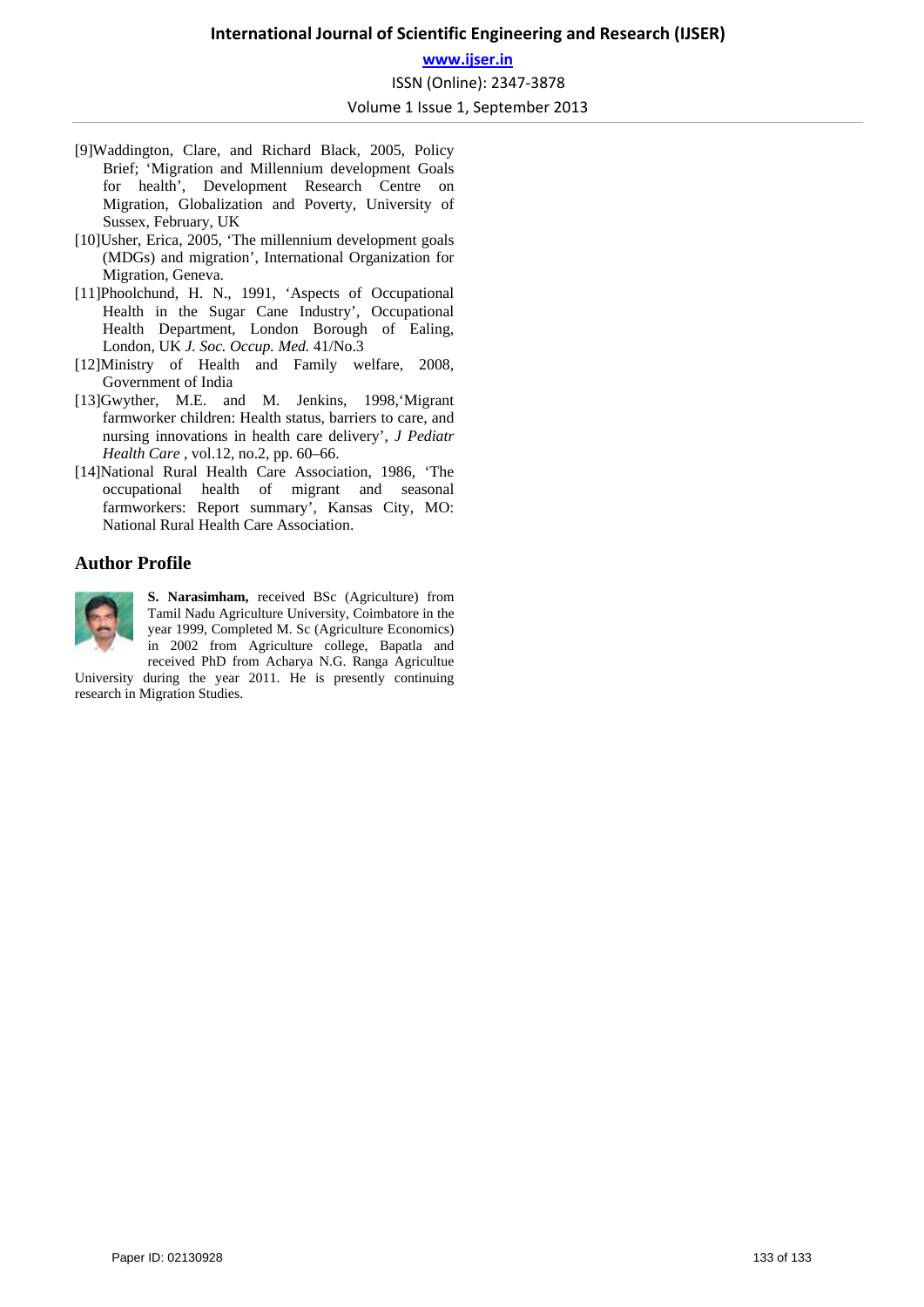[9]Waddington, Clare, and Richard Black, 2005, Policy Brief; 'Migration and Millennium development Goals for health', Development Research Centre on Migration, Globalization and Poverty, University of Sussex, February, UK

[10]Usher, Erica, 2005, 'The millennium development goals (MDGs) and migration', International Organization for Migration, Geneva.

[11]Phoolchund, H. N., 1991, 'Aspects of Occupational Health in the Sugar Cane Industry', Occupational Health Department, London Borough of Ealing, London, UK *J. Soc. Occup. Med.* 41/No.3

[12]Ministry of Health and Family welfare, 2008, Government of India

[13]Gwyther, M.E. and M. Jenkins, 1998,'Migrant farmworker children: Health status, barriers to care, and nursing innovations in health care delivery', *J Pediatr Health Care* , vol.12, no.2, pp. 60–66.

[14]National Rural Health Care Association, 1986, 'The occupational health of migrant and seasonal farmworkers: Report summary', Kansas City, MO: National Rural Health Care Association.

## Author Profile

**S. Narasimham,** received BSc (Agriculture) from Tamil Nadu Agriculture University, Coimbatore in the year 1999, Completed M. Sc (Agriculture Economics) in 2002 from Agriculture college, Bapatla and received PhD from Acharya N.G. Ranga Agricultue University during the year 2011. He is presently continuing research in Migration Studies.